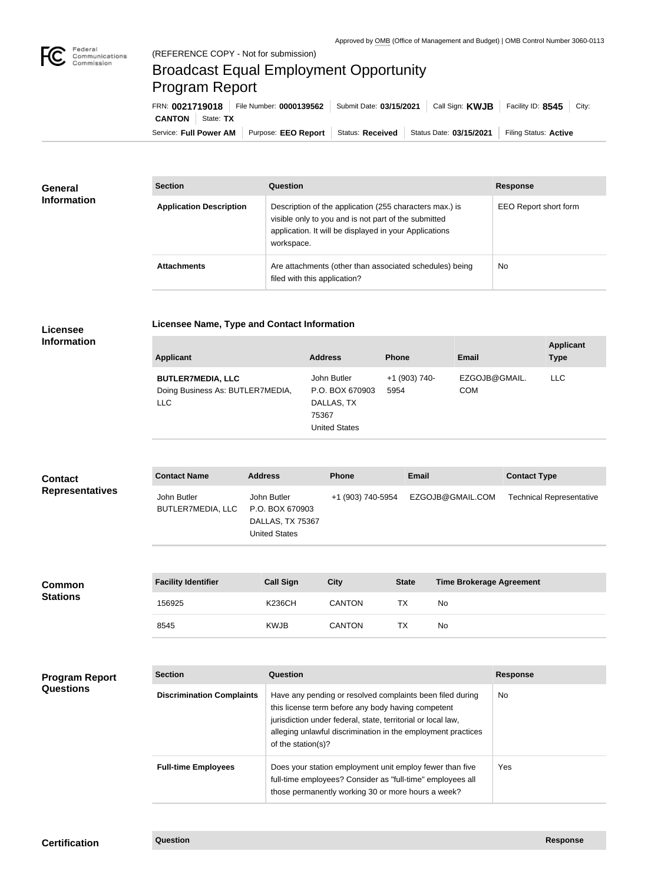Approved by OMB (Office of Management and Budget) | OMB Control Number 3060-0113

(REFERENCE COPY - Not for submission)

# Broadcast Equal Employment Opportunity Program Report

FRN: **0021719018** | File Number: **0000139562** | Submit Date: **03/15/2021** | Call Sign: **KWJB** | Facility ID: **8545** | City: **CANTON** | State: **TX**

Service: **Full Power AM** | Purpose: **EEO Report** | Status: **Received** | Status Date: **03/15/2021** | Filing Status: **Active**

## General Information

| Section | Question | Response |
| --- | --- | --- |
| **Application Description** | Description of the application (255 characters max.) is visible only to you and is not part of the submitted application. It will be displayed in your Applications workspace. | EEO Report short form |
| **Attachments** | Are attachments (other than associated schedules) being filed with this application? | No |

## Licensee Information

### Licensee Name, Type and Contact Information

| Applicant | Address | Phone | Email | Applicant Type |
| --- | --- | --- | --- | --- |
| **BUTLER7MEDIA, LLC** Doing Business As: BUTLER7MEDIA, LLC | John Butler P.O. BOX 670903 DALLAS, TX 75367 United States | +1 (903) 740-5954 | EZGOJB@GMAIL.COM | LLC |

## Contact Representatives

| Contact Name | Address | Phone | Email | Contact Type |
| --- | --- | --- | --- | --- |
| John Butler BUTLER7MEDIA, LLC | John Butler P.O. BOX 670903 DALLAS, TX 75367 United States | +1 (903) 740-5954 | EZGOJB@GMAIL.COM | Technical Representative |

## Common Stations

| Facility Identifier | Call Sign | City | State | Time Brokerage Agreement |
| --- | --- | --- | --- | --- |
| 156925 | K236CH | CANTON | TX | No |
| 8545 | KWJB | CANTON | TX | No |

## Program Report Questions

| Section | Question | Response |
| --- | --- | --- |
| **Discrimination Complaints** | Have any pending or resolved complaints been filed during this license term before any body having competent jurisdiction under federal, state, territorial or local law, alleging unlawful discrimination in the employment practices of the station(s)? | No |
| **Full-time Employees** | Does your station employment unit employ fewer than five full-time employees? Consider as "full-time" employees all those permanently working 30 or more hours a week? | Yes |

## Certification

| Question | Response |
| --- | --- |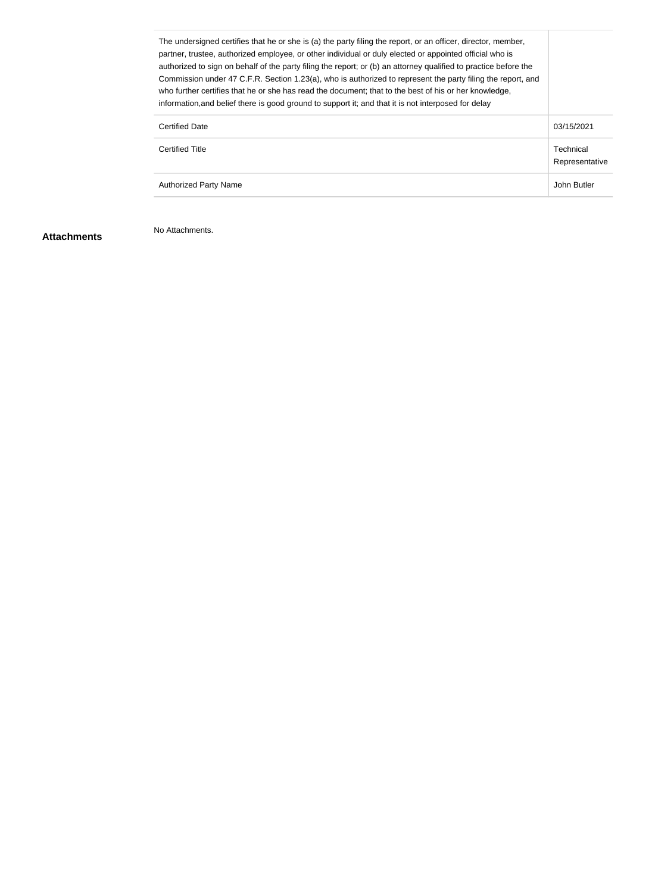| | |
|---|---|
| The undersigned certifies that he or she is (a) the party filing the report, or an officer, director, member, partner, trustee, authorized employee, or other individual or duly elected or appointed official who is authorized to sign on behalf of the party filing the report; or (b) an attorney qualified to practice before the Commission under 47 C.F.R. Section 1.23(a), who is authorized to represent the party filing the report, and who further certifies that he or she has read the document; that to the best of his or her knowledge, information,and belief there is good ground to support it; and that it is not interposed for delay | |
| Certified Date | 03/15/2021 |
| Certified Title | Technical Representative |
| Authorized Party Name | John Butler |

**Attachments**

No Attachments.